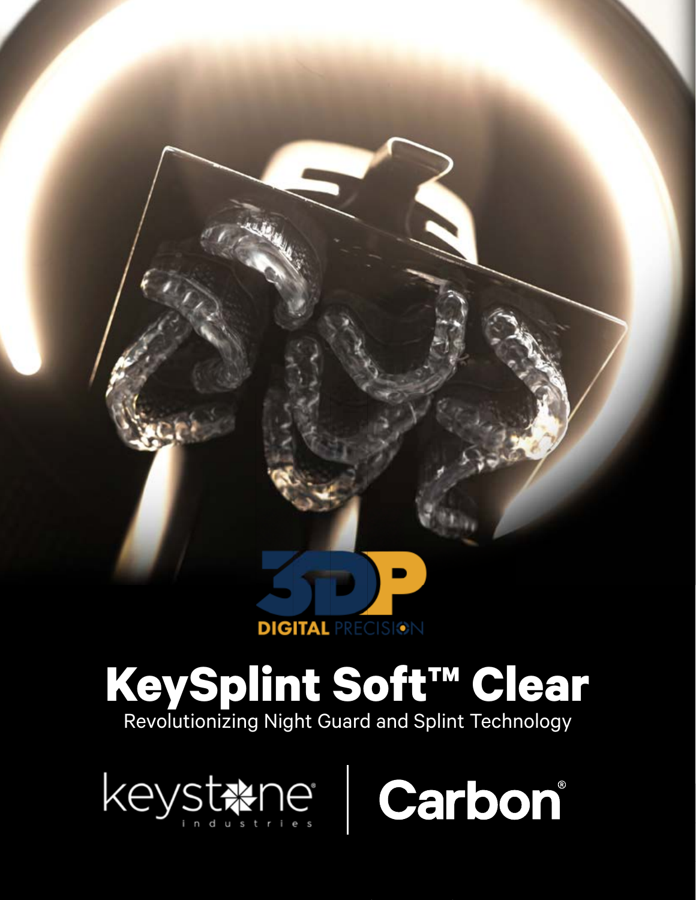3DP DIGITAL PRECISION

# KeySplint Soft™ Clear

Revolutionizing Night Guard and Splint Technology

keystone industries | Carbon®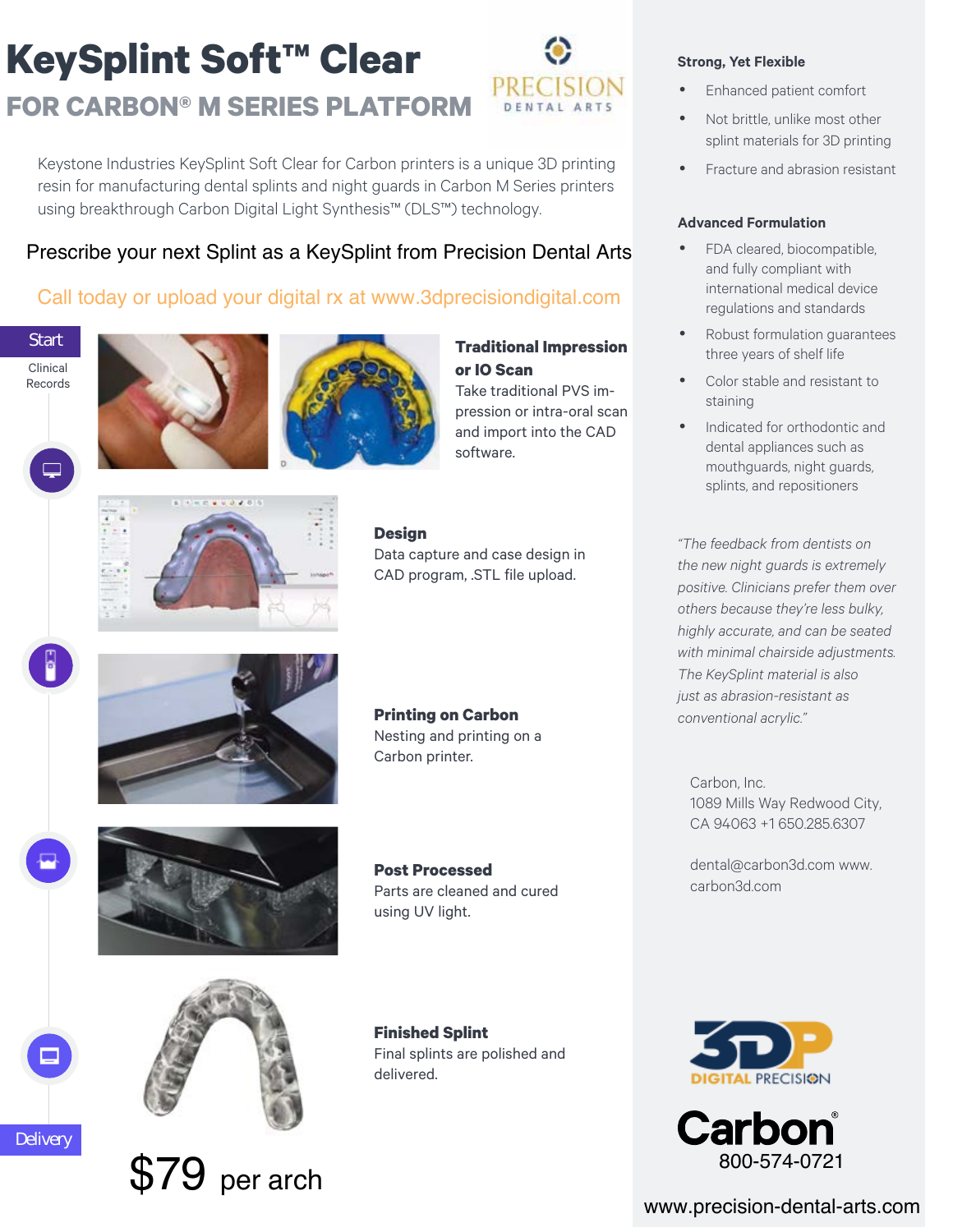# KeySplint Soft™ Clear

## FOR CARBON® M SERIES PLATFORM

PRECISION DENTAL ARTS

Keystone Industries KeySplint Soft Clear for Carbon printers is a unique 3D printing resin for manufacturing dental splints and night guards in Carbon M Series printers using breakthrough Carbon Digital Light Synthesis™ (DLS™) technology.

Prescribe your next Splint as a KeySplint from Precision Dental Arts

Call today or upload your digital rx at www.3dprecisiondigital.com

Start

Clinical Records

**Traditional Impression or IO Scan**
Take traditional PVS impression or intra-oral scan and import into the CAD software.

**Design**
Data capture and case design in CAD program, .STL file upload.

**Printing on Carbon**
Nesting and printing on a Carbon printer.

**Post Processed**
Parts are cleaned and cured using UV light.

**Finished Splint**
Final splints are polished and delivered.

Delivery

$79 per arch

**Strong, Yet Flexible**

- Enhanced patient comfort
- Not brittle, unlike most other splint materials for 3D printing
- Fracture and abrasion resistant

**Advanced Formulation**

- FDA cleared, biocompatible, and fully compliant with international medical device regulations and standards
- Robust formulation guarantees three years of shelf life
- Color stable and resistant to staining
- Indicated for orthodontic and dental appliances such as mouthguards, night guards, splints, and repositioners

*"The feedback from dentists on the new night guards is extremely positive. Clinicians prefer them over others because they're less bulky, highly accurate, and can be seated with minimal chairside adjustments. The KeySplint material is also just as abrasion-resistant as conventional acrylic."*

Carbon, Inc.
1089 Mills Way Redwood City, CA 94063 +1 650.285.6307

dental@carbon3d.com www.carbon3d.com

3DP DIGITAL PRECISION

Carbon®

800-574-0721

www.precision-dental-arts.com